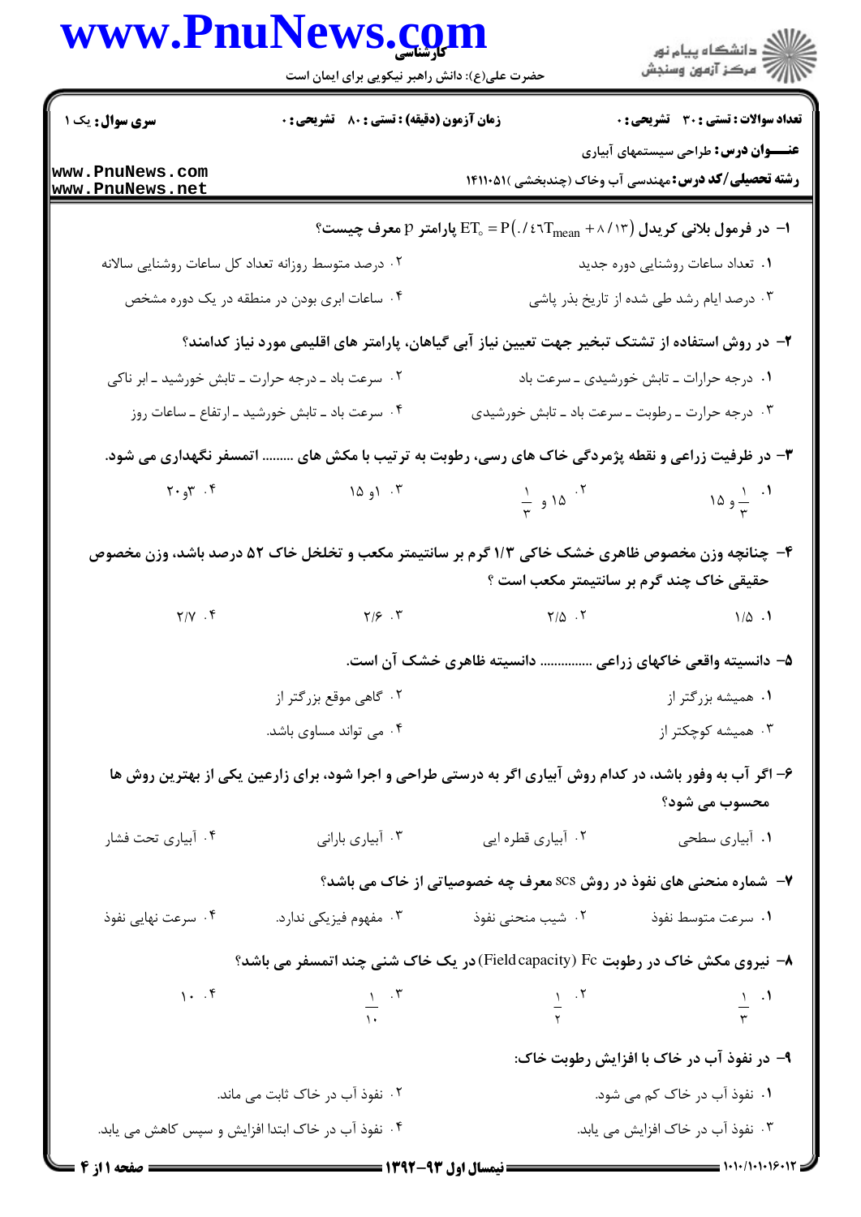کارشناسی

حضرت علی(ع): دانش راهبر نیکویی برای ایمان است

دانشگاه پیام نور
مرکز آزمون وسنجش

**سری سوال:** یک ۱

**زمان آزمون (دقیقه) : تستی : ۸۰ تشریحی : ۰**

**تعداد سوالات : تستی : ۳۰ تشریحی : ۰**

**عنـــوان درس:** طراحی سیستمهای آبیاری

**رشته تحصیلی/کد درس:** مهندسی آب وخاک (چندبخشی )۱۴۱۱۰۵۱

www.PnuNews.com
www.PnuNews.net

**۱- در فرمول بلانی کریدل $ET_{\circ} = P(./۴۶T_{mean} + ۸/۱۳)$ پارامتر p معرف چیست؟**

۱. تعداد ساعات روشنایی دوره جدید

۲. درصد متوسط روزانه تعداد کل ساعات روشنایی سالانه

۳. درصد ایام رشد طی شده از تاریخ بذر پاشی

۴. ساعات ابری بودن در منطقه در یک دوره مشخص

**۲- در روش استفاده از تشتک تبخیر جهت تعیین نیاز آبی گیاهان، پارامتر های اقلیمی مورد نیاز کدامند؟**

۱. درجه حرارت ـ تابش خورشیدی ـ سرعت باد

۲. سرعت باد ـ درجه حرارت ـ تابش خورشید ـ ابر ناکی

۳. درجه حرارت ـ رطوبت ـ سرعت باد ـ تابش خورشیدی

۴. سرعت باد ـ تابش خورشید ـ ارتفاع ـ ساعات روز

**۳- در ظرفیت زراعی و نقطه پژمردگی خاک های رسی، رطوبت به ترتیب با مکش های ......... اتمسفر نگهداری می شود.**

۱. $\frac{۱}{۳}$ و ۱۵

۲. ۱۵ و $\frac{۱}{۳}$

۳. ۱و ۱۵

۴. ۳و ۲۰

**۴- چنانچه وزن مخصوص ظاهری خشک خاکی ۱/۳ گرم بر سانتیمتر مکعب و تخلخل خاک ۵۲ درصد باشد، وزن مخصوص حقیقی خاک چند گرم بر سانتیمتر مکعب است ؟**

۱. ۱/۵

۲. ۲/۵

۳. ۲/۶

۴. ۲/۷

**۵- دانسیته واقعی خاکهای زراعی ............... دانسیته ظاهری خشک آن است.**

۱. همیشه بزرگتر از

۲. گاهی موقع بزرگتر از

۳. همیشه کوچکتر از

۴. می تواند مساوی باشد.

**۶- اگر آب به وفور باشد، در کدام روش آبیاری اگر به درستی طراحی و اجرا شود، برای زارعین یکی از بهترین روش ها محسوب می شود؟**

۱. آبیاری سطحی

۲. آبیاری قطره ایی

۳. آبیاری بارانی

۴. آبیاری تحت فشار

**۷- شماره منحنی های نفوذ در روش scs معرف چه خصوصیاتی از خاک می باشد؟**

۱. سرعت متوسط نفوذ

۲. شیب منحنی نفوذ

۳. مفهوم فیزیکی ندارد.

۴. سرعت نهایی نفوذ

**۸- نیروی مکش خاک در رطوبت Fc (Field capacity) در یک خاک شنی چند اتمسفر می باشد؟**

۱. $\frac{۱}{۳}$

۲. $\frac{۱}{۲}$

۳. $\frac{۱}{۱۰}$

۴. ۱۰

**۹- در نفوذ آب در خاک با افزایش رطوبت خاک:**

۱. نفوذ آب در خاک کم می شود.

۲. نفوذ آب در خاک ثابت می ماند.

۳. نفوذ آب در خاک افزایش می یابد.

۴. نفوذ آب در خاک ابتدا افزایش و سپس کاهش می یابد.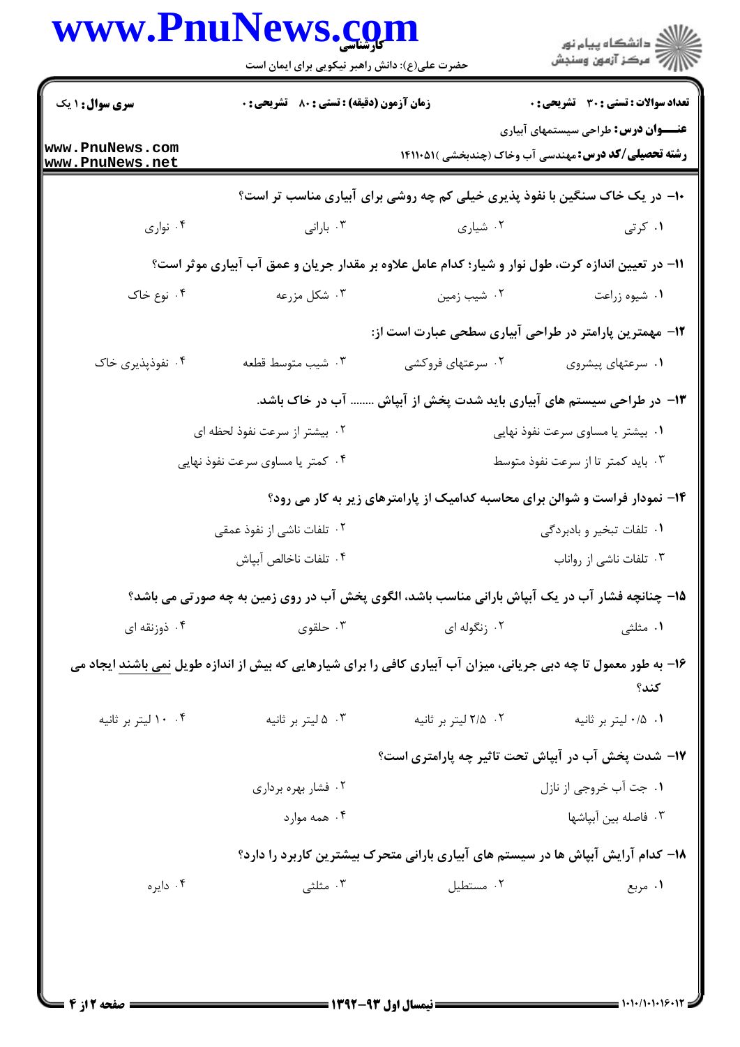۱۰- در یک خاک سنگین با نفوذ پذیری خیلی کم چه روشی برای آبیاری مناسب تر است؟

۱. کرتی
۲. شیاری
۳. بارانی
۴. نواری

۱۱- در تعیین اندازه کرت، طول نوار و شیار؛ کدام عامل علاوه بر مقدار جریان و عمق آب آبیاری موثر است؟

۱. شیوه زراعت
۲. شیب زمین
۳. شکل مزرعه
۴. نوع خاک

۱۲- مهمترین پارامتر در طراحی آبیاری سطحی عبارت است از:

۱. سرعتهای پیشروی
۲. سرعتهای فروکشی
۳. شیب متوسط قطعه
۴. نفوذپذیری خاک

۱۳- در طراحی سیستم های آبیاری باید شدت پخش از آبپاش ........ آب در خاک باشد.

۱. بیشتر یا مساوی سرعت نفوذ نهایی
۲. بیشتر از سرعت نفوذ لحظه ای
۳. باید کمتر تا از سرعت نفوذ متوسط
۴. کمتر یا مساوی سرعت نفوذ نهایی

۱۴- نمودار فراست و شوالن برای محاسبه کدامیک از پارامترهای زیر به کار می رود؟

۱. تلفات تبخیر و بادبردگی
۲. تلفات ناشی از نفوذ عمقی
۳. تلفات ناشی از رواناب
۴. تلفات ناخالص آبپاش

۱۵- چنانچه فشار آب در یک آبپاش بارانی مناسب باشد، الگوی پخش آب در روی زمین به چه صورتی می باشد؟

۱. مثلثی
۲. زنگوله ای
۳. حلقوی
۴. ذوزنقه ای

۱۶- به طور معمول تا چه دبی جریانی، میزان آب آبیاری کافی را برای شیارهایی که بیش از اندازه طویل نمی باشند ایجاد می کند؟

۱. ۰/۵ لیتر بر ثانیه
۲. ۲/۵ لیتر بر ثانیه
۳. ۵ لیتر بر ثانیه
۴. ۱۰ لیتر بر ثانیه

۱۷- شدت پخش آب در آبپاش تحت تاثیر چه پارامتری است؟

۱. جت آب خروجی از نازل
۲. فشار بهره برداری
۳. فاصله بین آبپاشها
۴. همه موارد

۱۸- کدام آرایش آبپاش ها در سیستم های آبیاری بارانی متحرک بیشترین کاربرد را دارد؟

۱. مربع
۲. مستطیل
۳. مثلثی
۴. دایره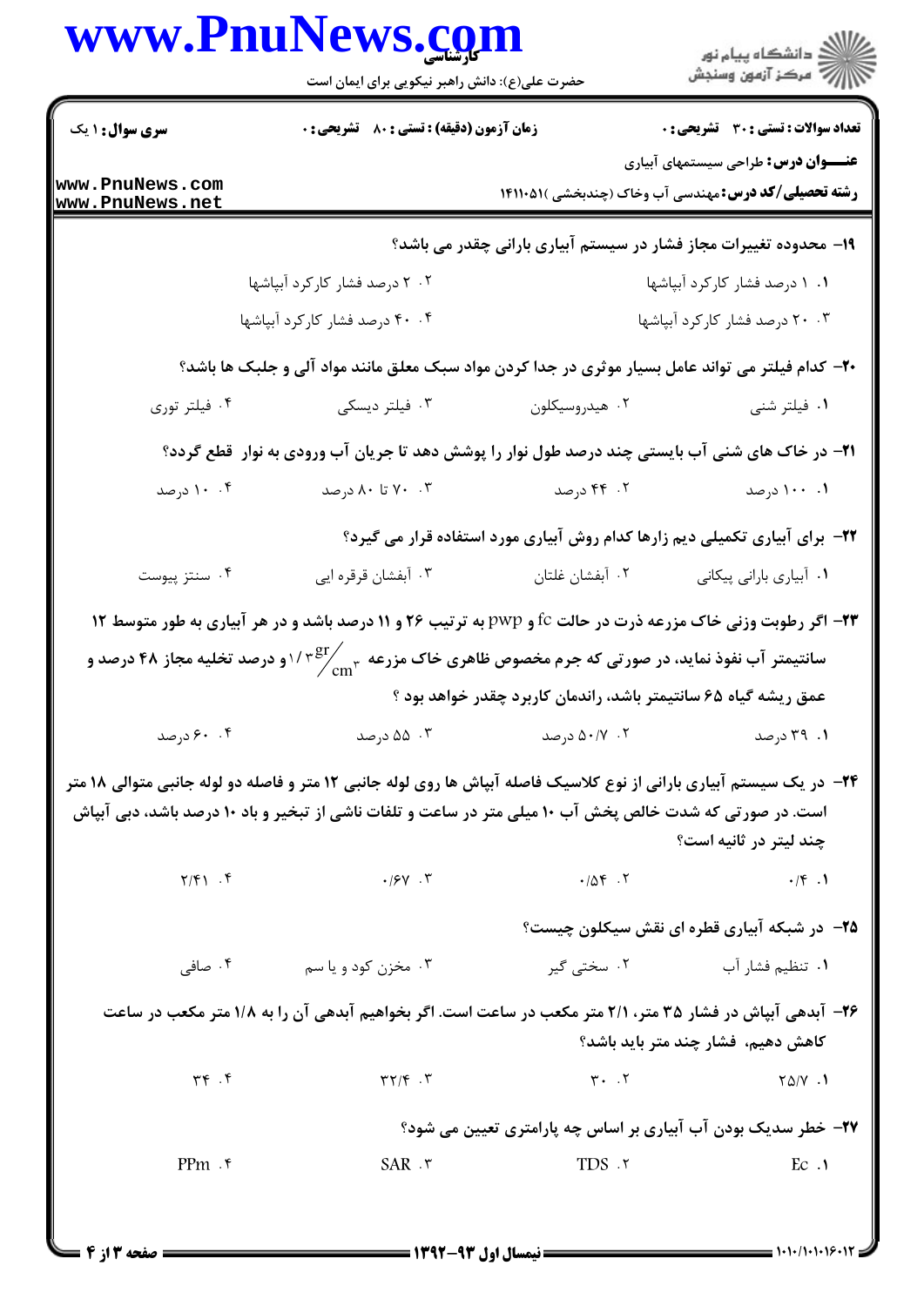**سری سوال:** ۱ یک

**زمان آزمون (دقیقه) : تستی : ۸۰ تشریحی : ۰**

**تعداد سوالات : تستی : ۳۰ تشریحی : ۰**

**عنـــوان درس:** طراحی سیستمهای آبیاری

**رشته تحصیلی/کد درس:** مهندسی آب وخاک (چندبخشی )۱۴۱۱۰۵۱

**۱۹- محدوده تغییرات مجاز فشار در سیستم آبیاری بارانی چقدر می باشد؟**

۱. ۱ درصد فشار کارکرد آبپاشها

۲. ۲ درصد فشار کارکرد آبپاشها

۳. ۲۰ درصد فشار کارکرد آبپاشها

۴. ۴۰ درصد فشار کارکرد آبپاشها

**۲۰- کدام فیلتر می تواند عامل بسیار موثری در جدا کردن مواد سبک معلق مانند مواد آلی و جلبک ها باشد؟**

۱. فیلتر شنی

۲. هیدروسیکلون

۳. فیلتر دیسکی

۴. فیلتر توری

**۲۱- در خاک های شنی آب بایستی چند درصد طول نوار را پوشش دهد تا جریان آب ورودی به نوار قطع گردد؟**

۱. ۱۰۰ درصد

۲. ۴۴ درصد

۳. ۷۰ تا ۸۰ درصد

۴. ۱۰ درصد

**۲۲- برای آبیاری تکمیلی دیم زارها کدام روش آبیاری مورد استفاده قرار می گیرد؟**

۱. آبیاری بارانی پیکانی

۲. آبفشان غلتان

۳. آبفشان قرقره ایی

۴. سنتز پیوست

**۲۳- اگر رطوبت وزنی خاک مزرعه ذرت در حالت fc و pwp به ترتیب ۲۶ و ۱۱ درصد باشد و در هر آبیاری به طور متوسط ۱۲ سانتیمتر آب نفوذ نماید، در صورتی که جرم مخصوص ظاهری خاک مزرعه $1/3 \frac{gr}{cm^3}$ و درصد تخلیه مجاز ۴۸ درصد و عمق ریشه گیاه ۶۵ سانتیمتر باشد، راندمان کاربرد چقدر خواهد بود ؟**

۱. ۳۹ درصد

۲. ۵۰/۷ درصد

۳. ۵۵ درصد

۴. ۶۰ درصد

**۲۴- در یک سیستم آبیاری بارانی از نوع کلاسیک فاصله آبپاش ها روی لوله جانبی ۱۲ متر و فاصله دو لوله جانبی متوالی ۱۸ متر است. در صورتی که شدت خالص پخش آب ۱۰ میلی متر در ساعت و تلفات ناشی از تبخیر و باد ۱۰ درصد باشد، دبی آبپاش چند لیتر در ثانیه است؟**

۱. ۰/۴

۲. ۰/۵۴

۳. ۰/۶۷

۴. ۲/۴۱

**۲۵- در شبکه آبیاری قطره ای نقش سیکلون چیست؟**

۱. تنظیم فشار آب

۲. سختی گیر

۳. مخزن کود و یا سم

۴. صافی

**۲۶- آبدهی آبپاش در فشار ۳۵ متر، ۲/۱ متر مکعب در ساعت است. اگر بخواهیم آبدهی آن را به ۱/۸ متر مکعب در ساعت کاهش دهیم، فشار چند متر باید باشد؟**

۱. ۲۵/۷

۲. ۳۰

۳. ۳۲/۴

۴. ۳۴

**۲۷- خطر سدیک بودن آب آبیاری بر اساس چه پارامتری تعیین می شود؟**

۱. Ec

۲. TDS

۳. SAR

۴. PPm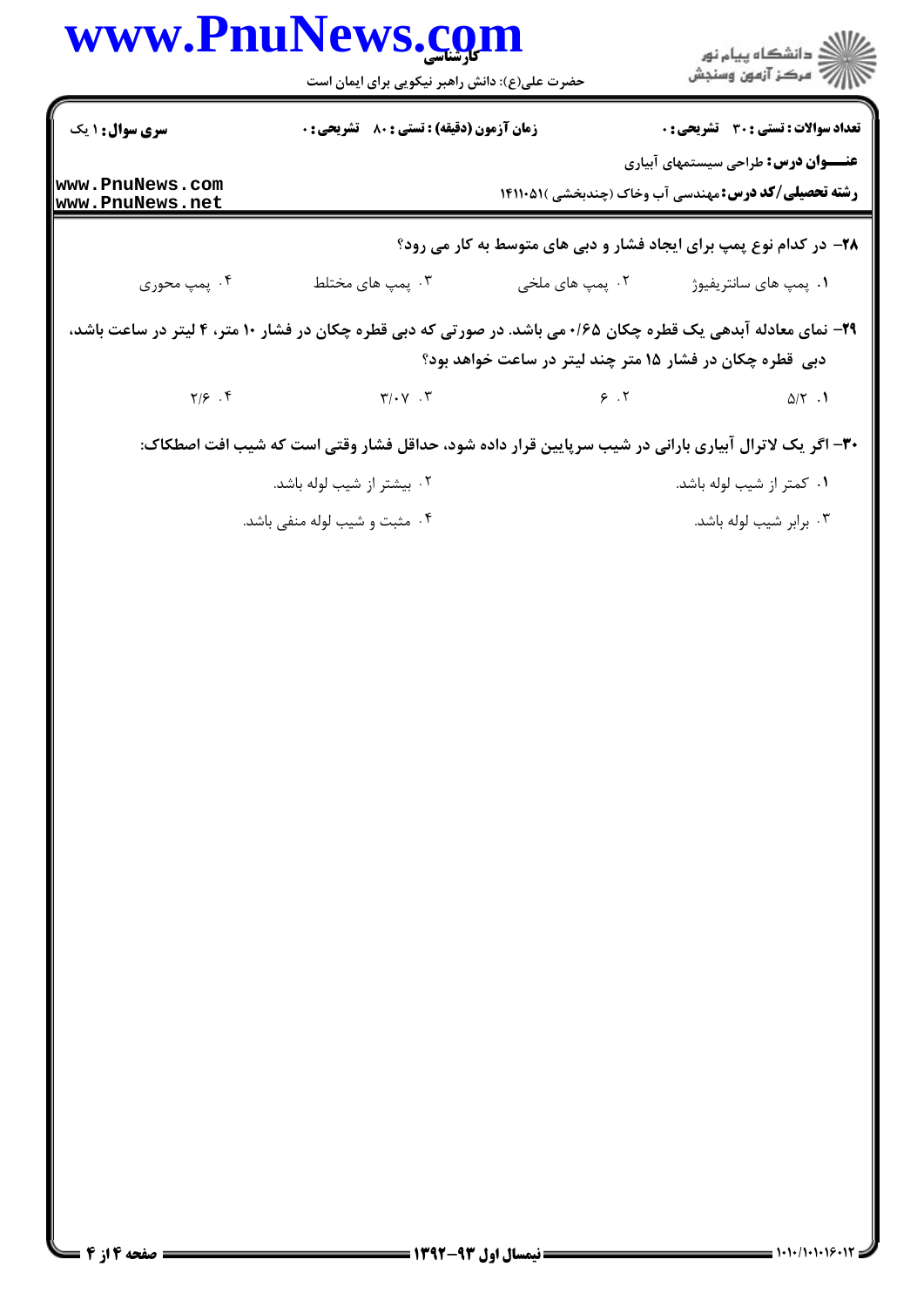**سری سوال:** ۱ یک | **زمان آزمون (دقیقه) : تستی :** ۸۰ **تشریحی :** ۰ | **تعداد سوالات : تستی :** ۳۰ **تشریحی :** ۰

**عنـــوان درس:** طراحی سیستمهای آبیاری

**رشته تحصیلی/کد درس:** مهندسی آب وخاک (چندبخشی )۱۴۱۱۰۵۱

**۲۸- در کدام نوع پمپ برای ایجاد فشار و دبی های متوسط به کار می رود؟**

۱. پمپ های سانتریفیوژ

۲. پمپ های ملخی

۳. پمپ های مختلط

۴. پمپ محوری

**۲۹- نمای معادله آبدهی یک قطره چکان ۰/۶۵ می باشد. در صورتی که دبی قطره چکان در فشار ۱۰ متر، ۴ لیتر در ساعت باشد، دبی قطره چکان در فشار ۱۵ متر چند لیتر در ساعت خواهد بود؟**

۱. ۵/۲

۲. ۶

۳. ۳/۰۷

۴. ۲/۶

**۳۰- اگر یک لاترال آبیاری بارانی در شیب سرپایین قرار داده شود، حداقل فشار وقتی است که شیب افت اصطکاک:**

۱. کمتر از شیب لوله باشد.

۲. بیشتر از شیب لوله باشد.

۳. برابر شیب لوله باشد.

۴. مثبت و شیب لوله منفی باشد.